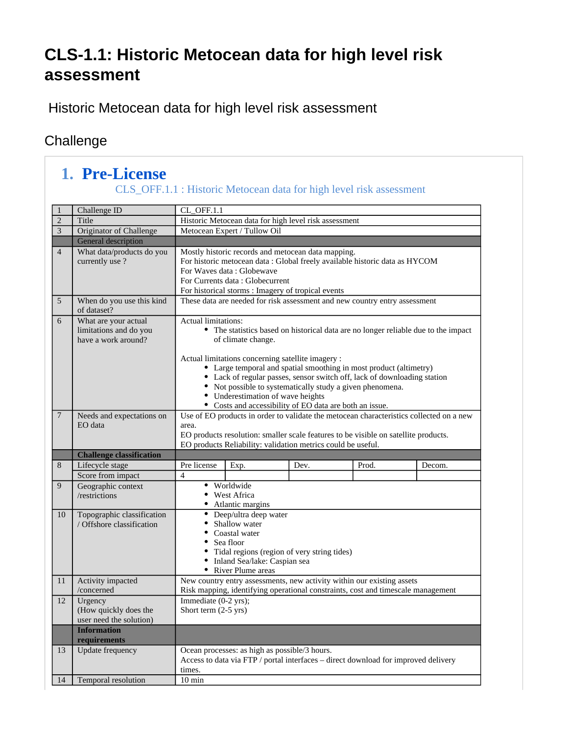# CLS-1.1: Historic Metocean data for high level risk assessment

Historic Metocean data for high level risk assessment

## Challenge

## 1. Pre-License

### CLS_OFF.1.1 : Historic Metocean data for high level risk assessment

| | | | | | | |
|---|---|---|---|---|---|---|
| 1 | Challenge ID | CL_OFF.1.1 | | | | |
| 2 | Title | Historic Metocean data for high level risk assessment | | | | |
| 3 | Originator of Challenge | Metocean Expert / Tullow Oil | | | | |
| | General description | | | | | |
| 4 | What data/products do you currently use ? | Mostly historic records and metocean data mapping.<br>For historic metocean data : Global freely available historic data as HYCOM<br>For Waves data : Globewave<br>For Currents data : Globecurrent<br>For historical storms : Imagery of tropical events | | | | |
| 5 | When do you use this kind of dataset? | These data are needed for risk assessment and new country entry assessment | | | | |
| 6 | What are your actual limitations and do you have a work around? | Actual limitations:<br>• The statistics based on historical data are no longer reliable due to the impact of climate change.<br><br>Actual limitations concerning satellite imagery :<br>• Large temporal and spatial smoothing in most product (altimetry)<br>• Lack of regular passes, sensor switch off, lack of downloading station<br>• Not possible to systematically study a given phenomena.<br>• Underestimation of wave heights<br>• Costs and accessibility of EO data are both an issue. | | | | |
| 7 | Needs and expectations on EO data | Use of EO products in order to validate the metocean characteristics collected on a new area.<br>EO products resolution: smaller scale features to be visible on satellite products.<br>EO products Reliability: validation metrics could be useful. | | | | |
| | **Challenge classification** | | | | | |
| 8 | Lifecycle stage | Pre license | Exp. | Dev. | Prod. | Decom. |
| | Score from impact | 4 | | | | |
| 9 | Geographic context /restrictions | • Worldwide<br>• West Africa<br>• Atlantic margins | | | | |
| 10 | Topographic classification / Offshore classification | • Deep/ultra deep water<br>• Shallow water<br>• Coastal water<br>• Sea floor<br>• Tidal regions (region of very string tides)<br>• Inland Sea/lake: Caspian sea<br>• River Plume areas | | | | |
| 11 | Activity impacted /concerned | New country entry assessments, new activity within our existing assets<br>Risk mapping, identifying operational constraints, cost and timescale management | | | | |
| 12 | Urgency<br>(How quickly does the user need the solution) | Immediate (0-2 yrs);<br>Short term (2-5 yrs) | | | | |
| | **Information requirements** | | | | | |
| 13 | Update frequency | Ocean processes: as high as possible/3 hours.<br>Access to data via FTP / portal interfaces – direct download for improved delivery times. | | | | |
| 14 | Temporal resolution | 10 min | | | | |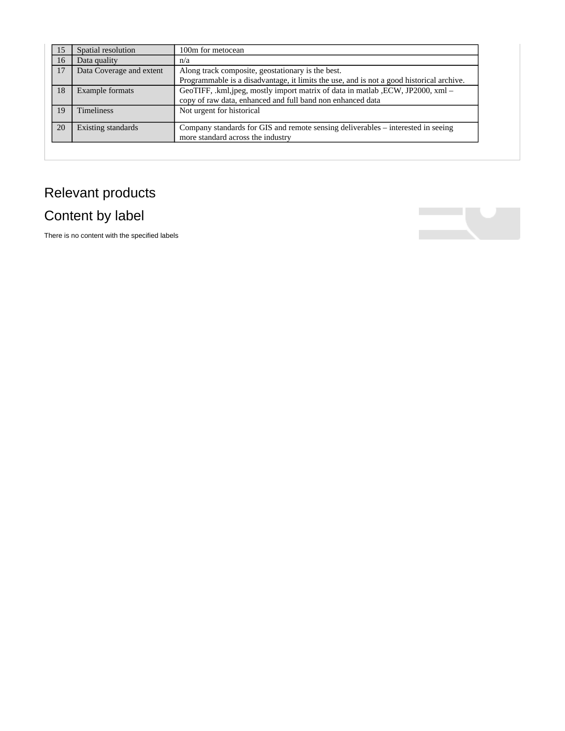| | | |
|---|---|---|
| 15 | Spatial resolution | 100m for metocean |
| 16 | Data quality | n/a |
| 17 | Data Coverage and extent | Along track composite, geostationary is the best.<br>Programmable is a disadvantage, it limits the use, and is not a good historical archive. |
| 18 | Example formats | GeoTIFF, .kml,jpeg, mostly import matrix of data in matlab ,ECW, JP2000, xml – copy of raw data, enhanced and full band non enhanced data |
| 19 | Timeliness | Not urgent for historical |
| 20 | Existing standards | Company standards for GIS and remote sensing deliverables – interested in seeing more standard across the industry |

## Relevant products

## Content by label

There is no content with the specified labels